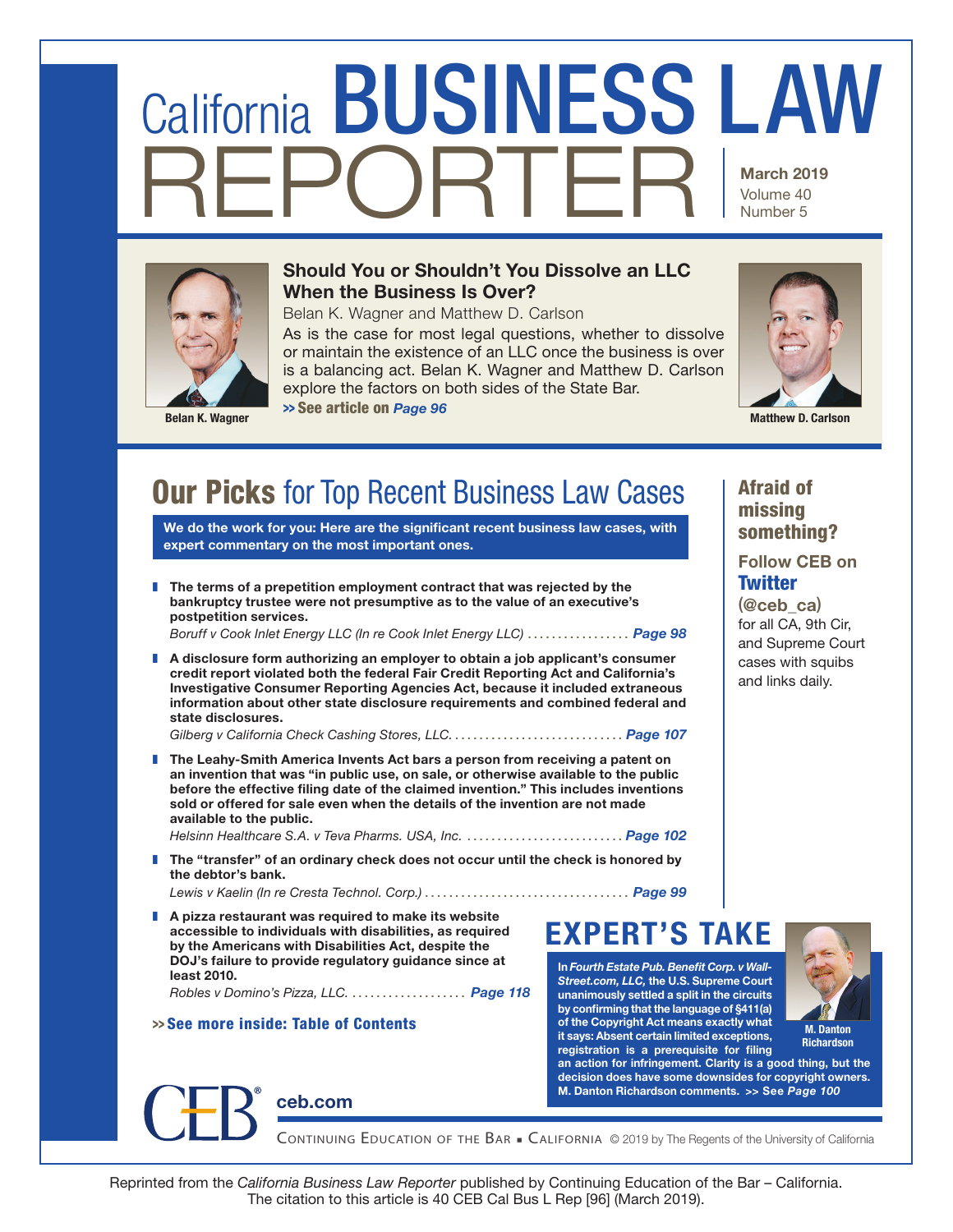# California BUSINESS LAW REPORTER

**March 2019**
Volume 40
Number 5

## Should You or Shouldn't You Dissolve an LLC When the Business Is Over?

Belan K. Wagner and Matthew D. Carlson

As is the case for most legal questions, whether to dissolve or maintain the existence of an LLC once the business is over is a balancing act. Belan K. Wagner and Matthew D. Carlson explore the factors on both sides of the State Bar.

>> See article on *Page 96*

**Belan K. Wagner**

**Matthew D. Carlson**

## Our Picks for Top Recent Business Law Cases

**We do the work for you: Here are the significant recent business law cases, with expert commentary on the most important ones.**

- **The terms of a prepetition employment contract that was rejected by the bankruptcy trustee were not presumptive as to the value of an executive's postpetition services.**
  *Boruff v Cook Inlet Energy LLC (In re Cook Inlet Energy LLC)* ................. ***Page 98***

- **A disclosure form authorizing an employer to obtain a job applicant's consumer credit report violated both the federal Fair Credit Reporting Act and California's Investigative Consumer Reporting Agencies Act, because it included extraneous information about other state disclosure requirements and combined federal and state disclosures.**
  *Gilberg v California Check Cashing Stores, LLC.* ............................. ***Page 107***

- **The Leahy-Smith America Invents Act bars a person from receiving a patent on an invention that was "in public use, on sale, or otherwise available to the public before the effective filing date of the claimed invention." This includes inventions sold or offered for sale even when the details of the invention are not made available to the public.**
  *Helsinn Healthcare S.A. v Teva Pharms. USA, Inc.* .......................... ***Page 102***

- **The "transfer" of an ordinary check does not occur until the check is honored by the debtor's bank.**
  *Lewis v Kaelin (In re Cresta Technol. Corp.)* .................................. ***Page 99***

- **A pizza restaurant was required to make its website accessible to individuals with disabilities, as required by the Americans with Disabilities Act, despite the DOJ's failure to provide regulatory guidance since at least 2010.**
  *Robles v Domino's Pizza, LLC.* ................... ***Page 118***

>> **See more inside: Table of Contents**

### Afraid of missing something?

**Follow CEB on Twitter (@ceb_ca)** for all CA, 9th Cir, and Supreme Court cases with squibs and links daily.

## EXPERT'S TAKE

**In *Fourth Estate Pub. Benefit Corp. v Wall-Street.com, LLC,* the U.S. Supreme Court unanimously settled a split in the circuits by confirming that the language of §411(a) of the Copyright Act means exactly what it says: Absent certain limited exceptions, registration is a prerequisite for filing an action for infringement. Clarity is a good thing, but the decision does have some downsides for copyright owners. M. Danton Richardson comments. >> See *Page 100***

**M. Danton Richardson**

CEB® ceb.com

CONTINUING EDUCATION OF THE BAR ▪ CALIFORNIA © 2019 by The Regents of the University of California

Reprinted from the *California Business Law Reporter* published by Continuing Education of the Bar – California. The citation to this article is 40 CEB Cal Bus L Rep [96] (March 2019).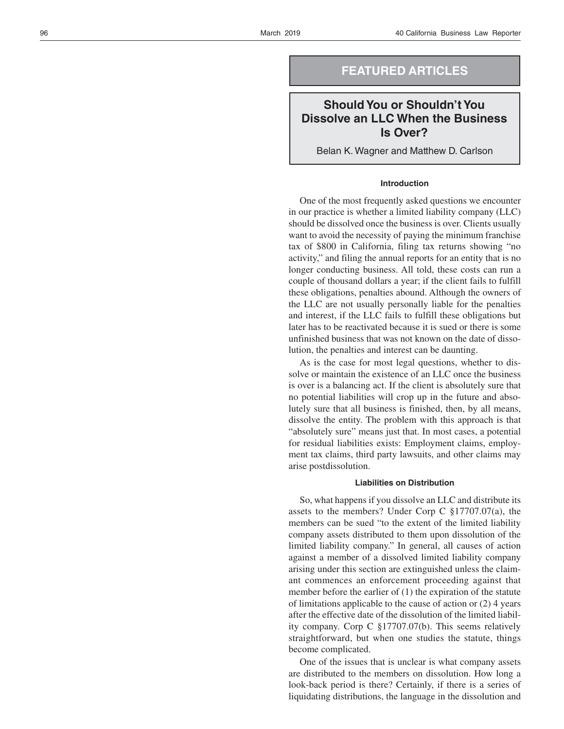## FEATURED ARTICLES

# Should You or Shouldn't You Dissolve an LLC When the Business Is Over?

Belan K. Wagner and Matthew D. Carlson

### Introduction

One of the most frequently asked questions we encounter in our practice is whether a limited liability company (LLC) should be dissolved once the business is over. Clients usually want to avoid the necessity of paying the minimum franchise tax of $800 in California, filing tax returns showing "no activity," and filing the annual reports for an entity that is no longer conducting business. All told, these costs can run a couple of thousand dollars a year; if the client fails to fulfill these obligations, penalties abound. Although the owners of the LLC are not usually personally liable for the penalties and interest, if the LLC fails to fulfill these obligations but later has to be reactivated because it is sued or there is some unfinished business that was not known on the date of dissolution, the penalties and interest can be daunting.

As is the case for most legal questions, whether to dissolve or maintain the existence of an LLC once the business is over is a balancing act. If the client is absolutely sure that no potential liabilities will crop up in the future and absolutely sure that all business is finished, then, by all means, dissolve the entity. The problem with this approach is that "absolutely sure" means just that. In most cases, a potential for residual liabilities exists: Employment claims, employment tax claims, third party lawsuits, and other claims may arise postdissolution.

### Liabilities on Distribution

So, what happens if you dissolve an LLC and distribute its assets to the members? Under Corp C §17707.07(a), the members can be sued "to the extent of the limited liability company assets distributed to them upon dissolution of the limited liability company." In general, all causes of action against a member of a dissolved limited liability company arising under this section are extinguished unless the claimant commences an enforcement proceeding against that member before the earlier of (1) the expiration of the statute of limitations applicable to the cause of action or (2) 4 years after the effective date of the dissolution of the limited liability company. Corp C §17707.07(b). This seems relatively straightforward, but when one studies the statute, things become complicated.

One of the issues that is unclear is what company assets are distributed to the members on dissolution. How long a look-back period is there? Certainly, if there is a series of liquidating distributions, the language in the dissolution and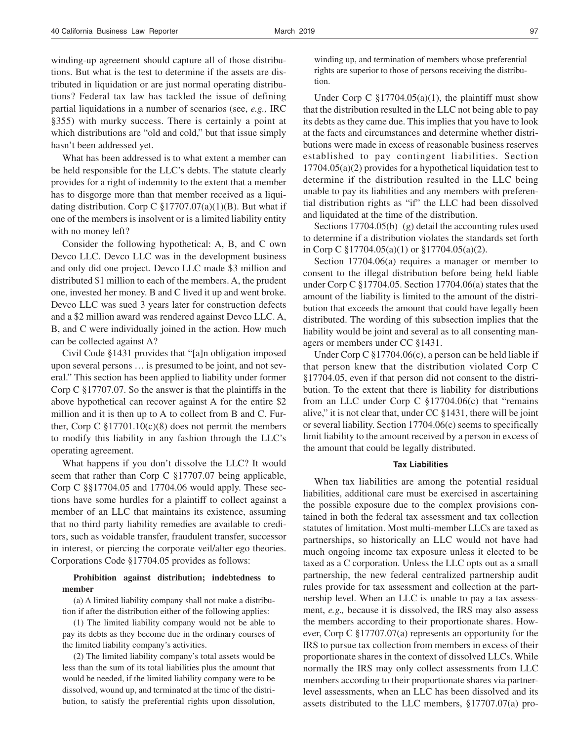winding-up agreement should capture all of those distributions. But what is the test to determine if the assets are distributed in liquidation or are just normal operating distributions? Federal tax law has tackled the issue of defining partial liquidations in a number of scenarios (see, *e.g.,* IRC §355) with murky success. There is certainly a point at which distributions are "old and cold," but that issue simply hasn't been addressed yet.

What has been addressed is to what extent a member can be held responsible for the LLC's debts. The statute clearly provides for a right of indemnity to the extent that a member has to disgorge more than that member received as a liquidating distribution. Corp C §17707.07(a)(1)(B). But what if one of the members is insolvent or is a limited liability entity with no money left?

Consider the following hypothetical: A, B, and C own Devco LLC. Devco LLC was in the development business and only did one project. Devco LLC made $3 million and distributed $1 million to each of the members. A, the prudent one, invested her money. B and C lived it up and went broke. Devco LLC was sued 3 years later for construction defects and a $2 million award was rendered against Devco LLC. A, B, and C were individually joined in the action. How much can be collected against A?

Civil Code §1431 provides that "[a]n obligation imposed upon several persons … is presumed to be joint, and not several." This section has been applied to liability under former Corp C §17707.07. So the answer is that the plaintiffs in the above hypothetical can recover against A for the entire $2 million and it is then up to A to collect from B and C. Further, Corp C §17701.10(c)(8) does not permit the members to modify this liability in any fashion through the LLC's operating agreement.

What happens if you don't dissolve the LLC? It would seem that rather than Corp C §17707.07 being applicable, Corp C §§17704.05 and 17704.06 would apply. These sections have some hurdles for a plaintiff to collect against a member of an LLC that maintains its existence, assuming that no third party liability remedies are available to creditors, such as voidable transfer, fraudulent transfer, successor in interest, or piercing the corporate veil/alter ego theories. Corporations Code §17704.05 provides as follows:

> **Prohibition against distribution; indebtedness to member**
>
> (a) A limited liability company shall not make a distribution if after the distribution either of the following applies:
>
> (1) The limited liability company would not be able to pay its debts as they become due in the ordinary courses of the limited liability company's activities.
>
> (2) The limited liability company's total assets would be less than the sum of its total liabilities plus the amount that would be needed, if the limited liability company were to be dissolved, wound up, and terminated at the time of the distribution, to satisfy the preferential rights upon dissolution, winding up, and termination of members whose preferential rights are superior to those of persons receiving the distribution.

Under Corp C §17704.05(a)(1), the plaintiff must show that the distribution resulted in the LLC not being able to pay its debts as they came due. This implies that you have to look at the facts and circumstances and determine whether distributions were made in excess of reasonable business reserves established to pay contingent liabilities. Section 17704.05(a)(2) provides for a hypothetical liquidation test to determine if the distribution resulted in the LLC being unable to pay its liabilities and any members with preferential distribution rights as "if" the LLC had been dissolved and liquidated at the time of the distribution.

Sections 17704.05(b)–(g) detail the accounting rules used to determine if a distribution violates the standards set forth in Corp C §17704.05(a)(1) or §17704.05(a)(2).

Section 17704.06(a) requires a manager or member to consent to the illegal distribution before being held liable under Corp C §17704.05. Section 17704.06(a) states that the amount of the liability is limited to the amount of the distribution that exceeds the amount that could have legally been distributed. The wording of this subsection implies that the liability would be joint and several as to all consenting managers or members under CC §1431.

Under Corp C §17704.06(c), a person can be held liable if that person knew that the distribution violated Corp C §17704.05, even if that person did not consent to the distribution. To the extent that there is liability for distributions from an LLC under Corp C §17704.06(c) that "remains alive," it is not clear that, under CC §1431, there will be joint or several liability. Section 17704.06(c) seems to specifically limit liability to the amount received by a person in excess of the amount that could be legally distributed.

### Tax Liabilities

When tax liabilities are among the potential residual liabilities, additional care must be exercised in ascertaining the possible exposure due to the complex provisions contained in both the federal tax assessment and tax collection statutes of limitation. Most multi-member LLCs are taxed as partnerships, so historically an LLC would not have had much ongoing income tax exposure unless it elected to be taxed as a C corporation. Unless the LLC opts out as a small partnership, the new federal centralized partnership audit rules provide for tax assessment and collection at the partnership level. When an LLC is unable to pay a tax assessment, *e.g.,* because it is dissolved, the IRS may also assess the members according to their proportionate shares. However, Corp C §17707.07(a) represents an opportunity for the IRS to pursue tax collection from members in excess of their proportionate shares in the context of dissolved LLCs. While normally the IRS may only collect assessments from LLC members according to their proportionate shares via partner-level assessments, when an LLC has been dissolved and its assets distributed to the LLC members, §17707.07(a) pro-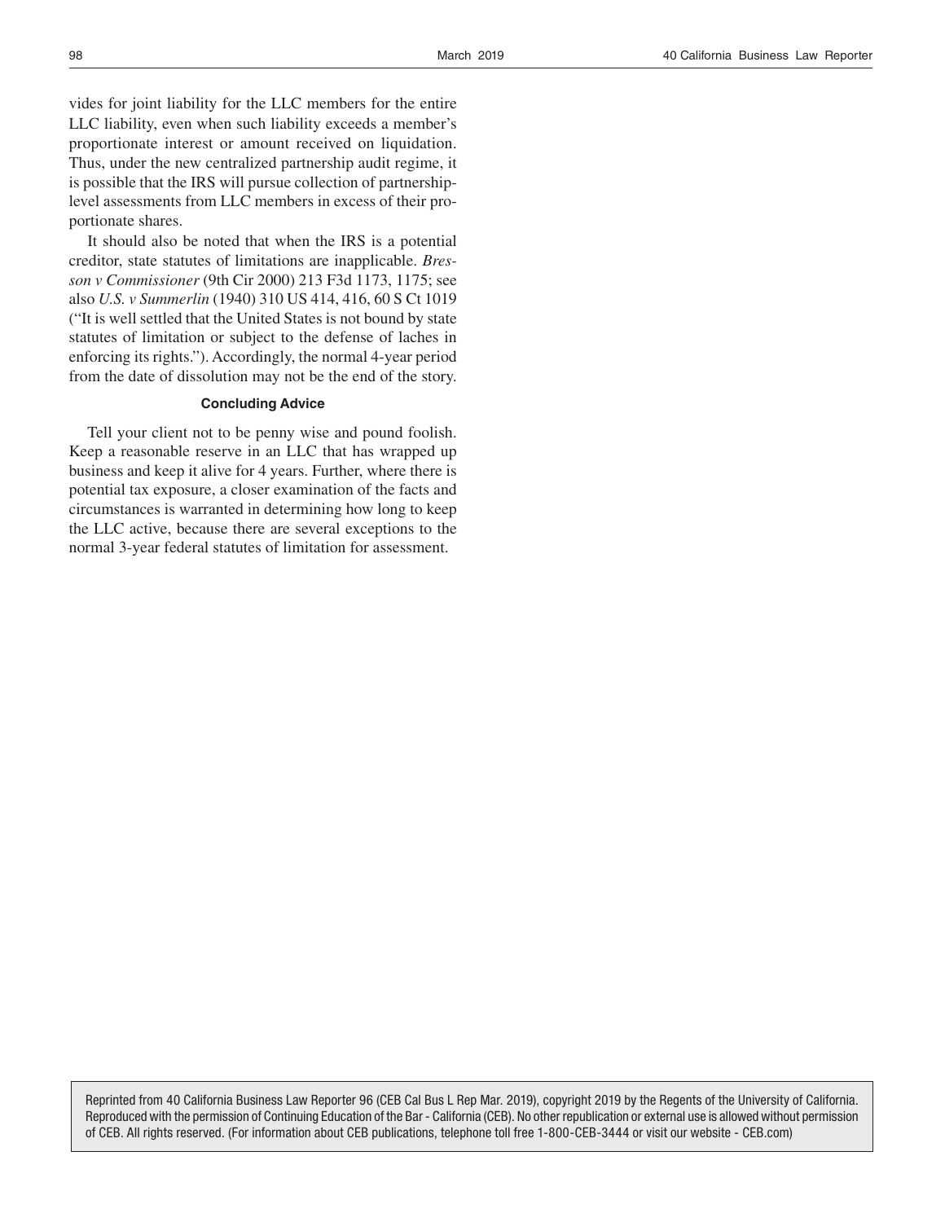vides for joint liability for the LLC members for the entire LLC liability, even when such liability exceeds a member's proportionate interest or amount received on liquidation. Thus, under the new centralized partnership audit regime, it is possible that the IRS will pursue collection of partnership-level assessments from LLC members in excess of their proportionate shares.

It should also be noted that when the IRS is a potential creditor, state statutes of limitations are inapplicable. *Bresson v Commissioner* (9th Cir 2000) 213 F3d 1173, 1175; see also *U.S. v Summerlin* (1940) 310 US 414, 416, 60 S Ct 1019 ("It is well settled that the United States is not bound by state statutes of limitation or subject to the defense of laches in enforcing its rights."). Accordingly, the normal 4-year period from the date of dissolution may not be the end of the story.

### Concluding Advice

Tell your client not to be penny wise and pound foolish. Keep a reasonable reserve in an LLC that has wrapped up business and keep it alive for 4 years. Further, where there is potential tax exposure, a closer examination of the facts and circumstances is warranted in determining how long to keep the LLC active, because there are several exceptions to the normal 3-year federal statutes of limitation for assessment.

Reprinted from 40 California Business Law Reporter 96 (CEB Cal Bus L Rep Mar. 2019), copyright 2019 by the Regents of the University of California. Reproduced with the permission of Continuing Education of the Bar - California (CEB). No other republication or external use is allowed without permission of CEB. All rights reserved. (For information about CEB publications, telephone toll free 1-800-CEB-3444 or visit our website - CEB.com)